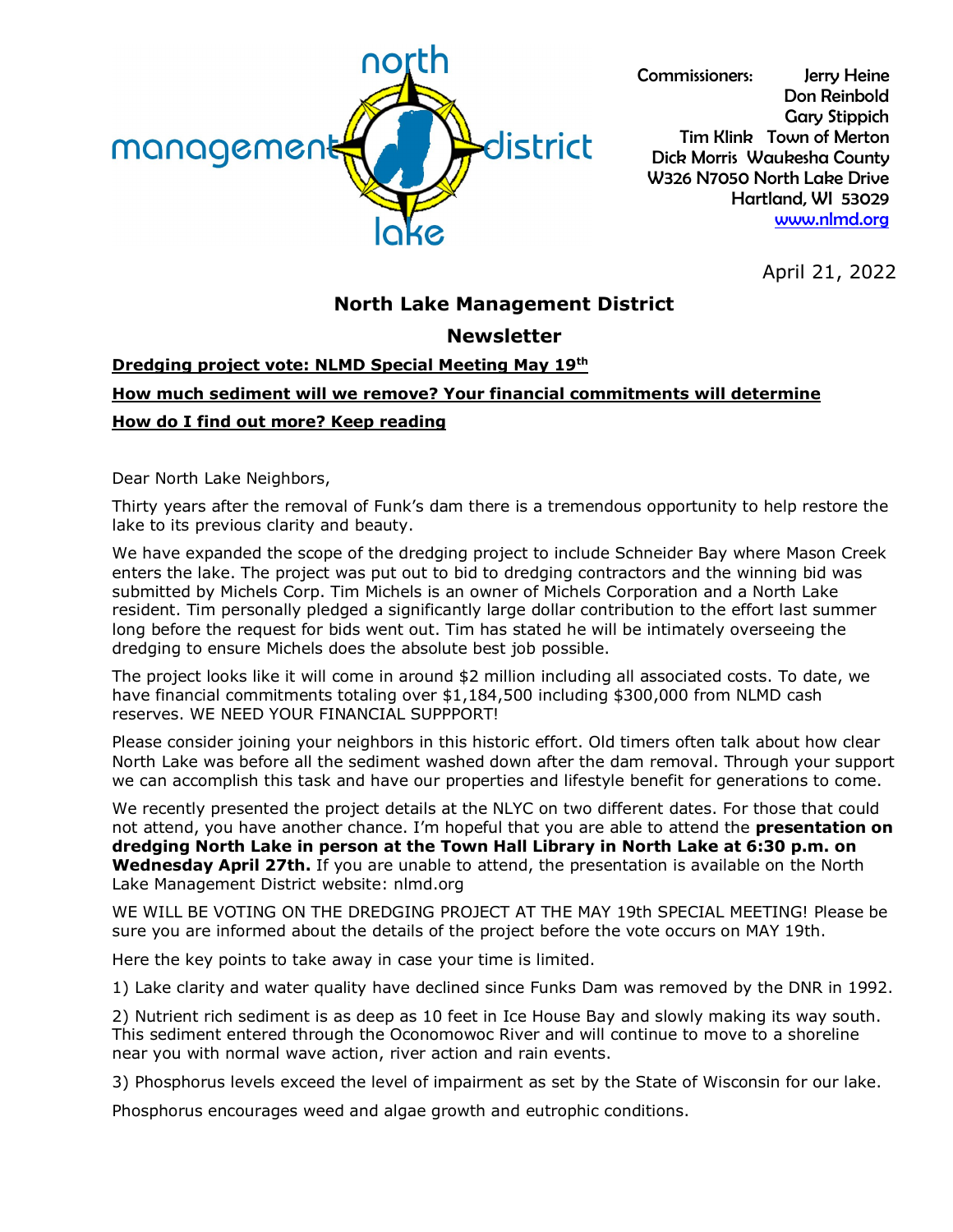north management district lake

Commissioners: Jerry Heine
Don Reinbold
Gary Stippich
Tim Klink Town of Merton
Dick Morris Waukesha County
W326 N7050 North Lake Drive
Hartland, WI 53029
[www.nlmd.org](http://www.nlmd.org)

April 21, 2022

# North Lake Management District

## Newsletter

**Dredging project vote: NLMD Special Meeting May 19th**

**How much sediment will we remove? Your financial commitments will determine**

**How do I find out more? Keep reading**

Dear North Lake Neighbors,

Thirty years after the removal of Funk's dam there is a tremendous opportunity to help restore the lake to its previous clarity and beauty.

We have expanded the scope of the dredging project to include Schneider Bay where Mason Creek enters the lake. The project was put out to bid to dredging contractors and the winning bid was submitted by Michels Corp. Tim Michels is an owner of Michels Corporation and a North Lake resident. Tim personally pledged a significantly large dollar contribution to the effort last summer long before the request for bids went out. Tim has stated he will be intimately overseeing the dredging to ensure Michels does the absolute best job possible.

The project looks like it will come in around $2 million including all associated costs. To date, we have financial commitments totaling over $1,184,500 including $300,000 from NLMD cash reserves. WE NEED YOUR FINANCIAL SUPPPORT!

Please consider joining your neighbors in this historic effort. Old timers often talk about how clear North Lake was before all the sediment washed down after the dam removal. Through your support we can accomplish this task and have our properties and lifestyle benefit for generations to come.

We recently presented the project details at the NLYC on two different dates. For those that could not attend, you have another chance. I'm hopeful that you are able to attend the **presentation on dredging North Lake in person at the Town Hall Library in North Lake at 6:30 p.m. on Wednesday April 27th.** If you are unable to attend, the presentation is available on the North Lake Management District website: nlmd.org

WE WILL BE VOTING ON THE DREDGING PROJECT AT THE MAY 19th SPECIAL MEETING! Please be sure you are informed about the details of the project before the vote occurs on MAY 19th.

Here the key points to take away in case your time is limited.

1) Lake clarity and water quality have declined since Funks Dam was removed by the DNR in 1992.

2) Nutrient rich sediment is as deep as 10 feet in Ice House Bay and slowly making its way south. This sediment entered through the Oconomowoc River and will continue to move to a shoreline near you with normal wave action, river action and rain events.

3) Phosphorus levels exceed the level of impairment as set by the State of Wisconsin for our lake.

Phosphorus encourages weed and algae growth and eutrophic conditions.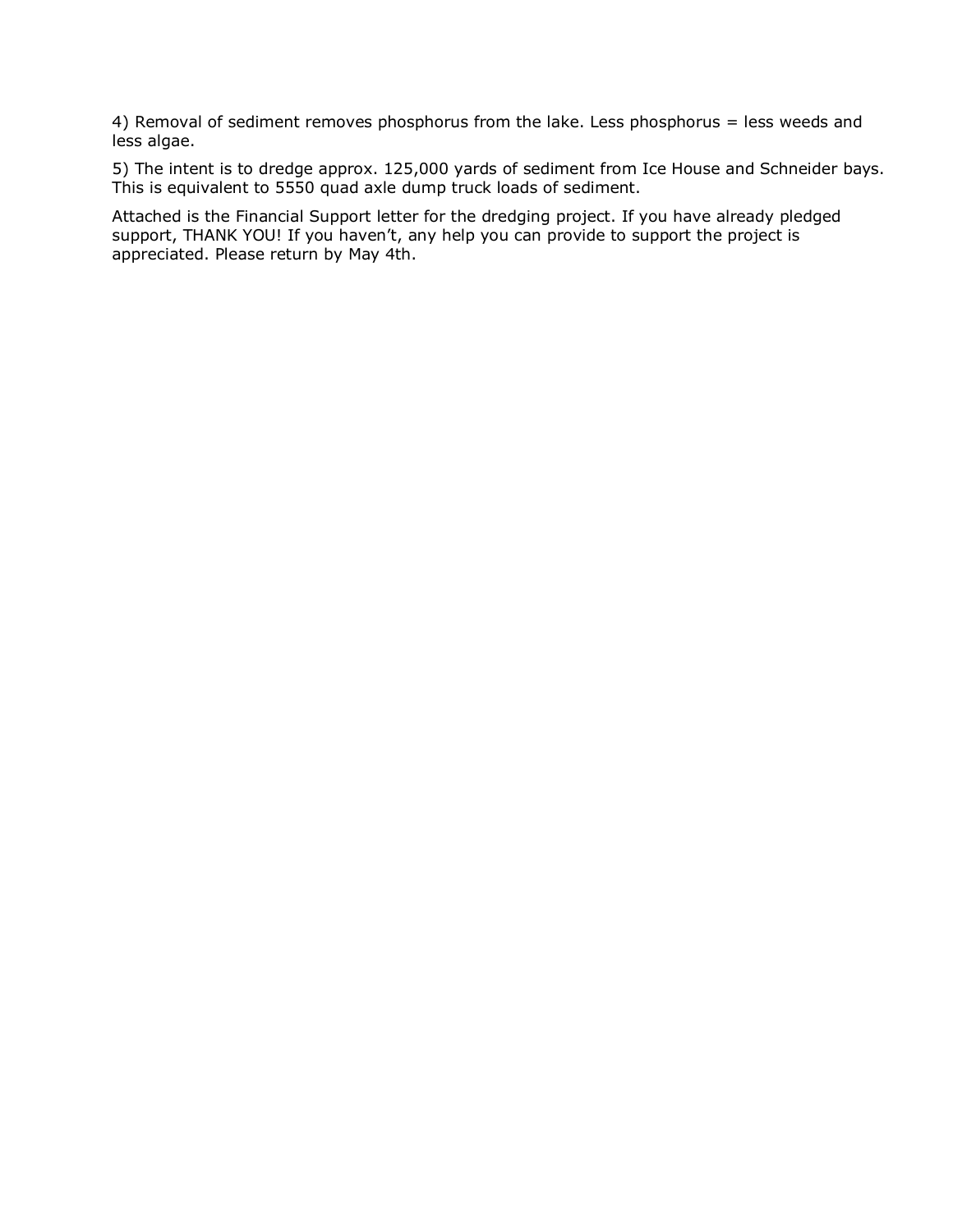4) Removal of sediment removes phosphorus from the lake. Less phosphorus = less weeds and less algae.

5) The intent is to dredge approx. 125,000 yards of sediment from Ice House and Schneider bays. This is equivalent to 5550 quad axle dump truck loads of sediment.

Attached is the Financial Support letter for the dredging project. If you have already pledged support, THANK YOU! If you haven't, any help you can provide to support the project is appreciated. Please return by May 4th.